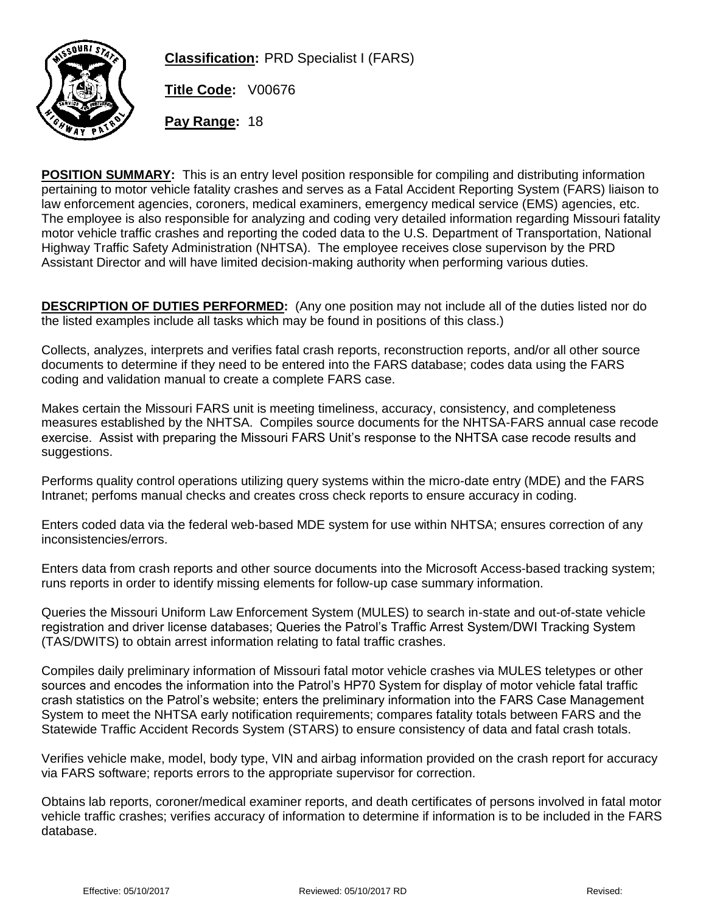**Classification:** PRD Specialist I (FARS)

**Title Code:** V00676

**Pay Range:** 18

**POSITION SUMMARY:** This is an entry level position responsible for compiling and distributing information pertaining to motor vehicle fatality crashes and serves as a Fatal Accident Reporting System (FARS) liaison to law enforcement agencies, coroners, medical examiners, emergency medical service (EMS) agencies, etc. The employee is also responsible for analyzing and coding very detailed information regarding Missouri fatality motor vehicle traffic crashes and reporting the coded data to the U.S. Department of Transportation, National Highway Traffic Safety Administration (NHTSA). The employee receives close supervison by the PRD Assistant Director and will have limited decision-making authority when performing various duties.

**DESCRIPTION OF DUTIES PERFORMED:** (Any one position may not include all of the duties listed nor do the listed examples include all tasks which may be found in positions of this class.)

Collects, analyzes, interprets and verifies fatal crash reports, reconstruction reports, and/or all other source documents to determine if they need to be entered into the FARS database; codes data using the FARS coding and validation manual to create a complete FARS case.

Makes certain the Missouri FARS unit is meeting timeliness, accuracy, consistency, and completeness measures established by the NHTSA. Compiles source documents for the NHTSA-FARS annual case recode exercise. Assist with preparing the Missouri FARS Unit's response to the NHTSA case recode results and suggestions.

Performs quality control operations utilizing query systems within the micro-date entry (MDE) and the FARS Intranet; perfoms manual checks and creates cross check reports to ensure accuracy in coding.

Enters coded data via the federal web-based MDE system for use within NHTSA; ensures correction of any inconsistencies/errors.

Enters data from crash reports and other source documents into the Microsoft Access-based tracking system; runs reports in order to identify missing elements for follow-up case summary information.

Queries the Missouri Uniform Law Enforcement System (MULES) to search in-state and out-of-state vehicle registration and driver license databases; Queries the Patrol's Traffic Arrest System/DWI Tracking System (TAS/DWITS) to obtain arrest information relating to fatal traffic crashes.

Compiles daily preliminary information of Missouri fatal motor vehicle crashes via MULES teletypes or other sources and encodes the information into the Patrol's HP70 System for display of motor vehicle fatal traffic crash statistics on the Patrol's website; enters the preliminary information into the FARS Case Management System to meet the NHTSA early notification requirements; compares fatality totals between FARS and the Statewide Traffic Accident Records System (STARS) to ensure consistency of data and fatal crash totals.

Verifies vehicle make, model, body type, VIN and airbag information provided on the crash report for accuracy via FARS software; reports errors to the appropriate supervisor for correction.

Obtains lab reports, coroner/medical examiner reports, and death certificates of persons involved in fatal motor vehicle traffic crashes; verifies accuracy of information to determine if information is to be included in the FARS database.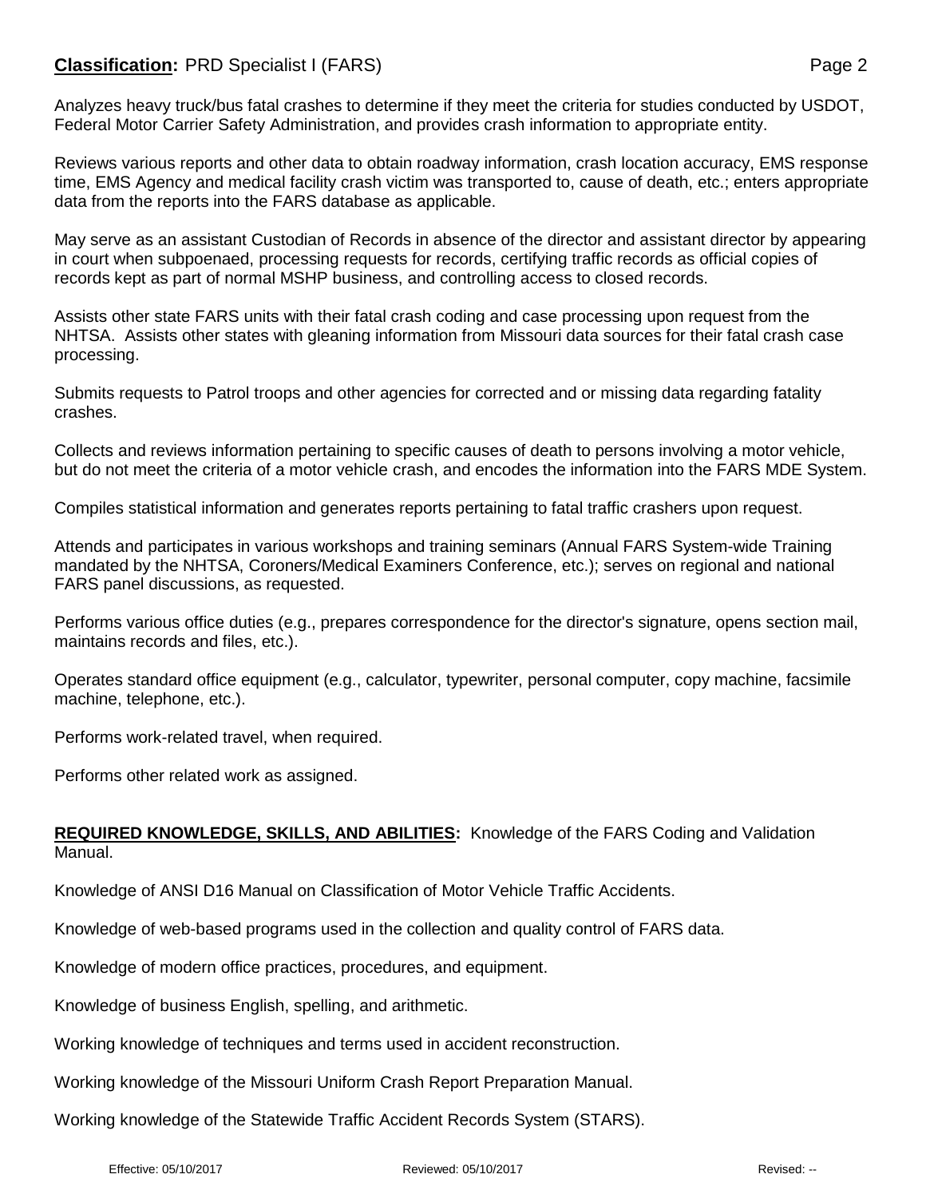Analyzes heavy truck/bus fatal crashes to determine if they meet the criteria for studies conducted by USDOT, Federal Motor Carrier Safety Administration, and provides crash information to appropriate entity.

Reviews various reports and other data to obtain roadway information, crash location accuracy, EMS response time, EMS Agency and medical facility crash victim was transported to, cause of death, etc.; enters appropriate data from the reports into the FARS database as applicable.

May serve as an assistant Custodian of Records in absence of the director and assistant director by appearing in court when subpoenaed, processing requests for records, certifying traffic records as official copies of records kept as part of normal MSHP business, and controlling access to closed records.

Assists other state FARS units with their fatal crash coding and case processing upon request from the NHTSA. Assists other states with gleaning information from Missouri data sources for their fatal crash case processing.

Submits requests to Patrol troops and other agencies for corrected and or missing data regarding fatality crashes.

Collects and reviews information pertaining to specific causes of death to persons involving a motor vehicle, but do not meet the criteria of a motor vehicle crash, and encodes the information into the FARS MDE System.

Compiles statistical information and generates reports pertaining to fatal traffic crashers upon request.

Attends and participates in various workshops and training seminars (Annual FARS System-wide Training mandated by the NHTSA, Coroners/Medical Examiners Conference, etc.); serves on regional and national FARS panel discussions, as requested.

Performs various office duties (e.g., prepares correspondence for the director's signature, opens section mail, maintains records and files, etc.).

Operates standard office equipment (e.g., calculator, typewriter, personal computer, copy machine, facsimile machine, telephone, etc.).

Performs work-related travel, when required.

Performs other related work as assigned.

**REQUIRED KNOWLEDGE, SKILLS, AND ABILITIES:** Knowledge of the FARS Coding and Validation Manual.

Knowledge of ANSI D16 Manual on Classification of Motor Vehicle Traffic Accidents.

Knowledge of web-based programs used in the collection and quality control of FARS data.

Knowledge of modern office practices, procedures, and equipment.

Knowledge of business English, spelling, and arithmetic.

Working knowledge of techniques and terms used in accident reconstruction.

Working knowledge of the Missouri Uniform Crash Report Preparation Manual.

Working knowledge of the Statewide Traffic Accident Records System (STARS).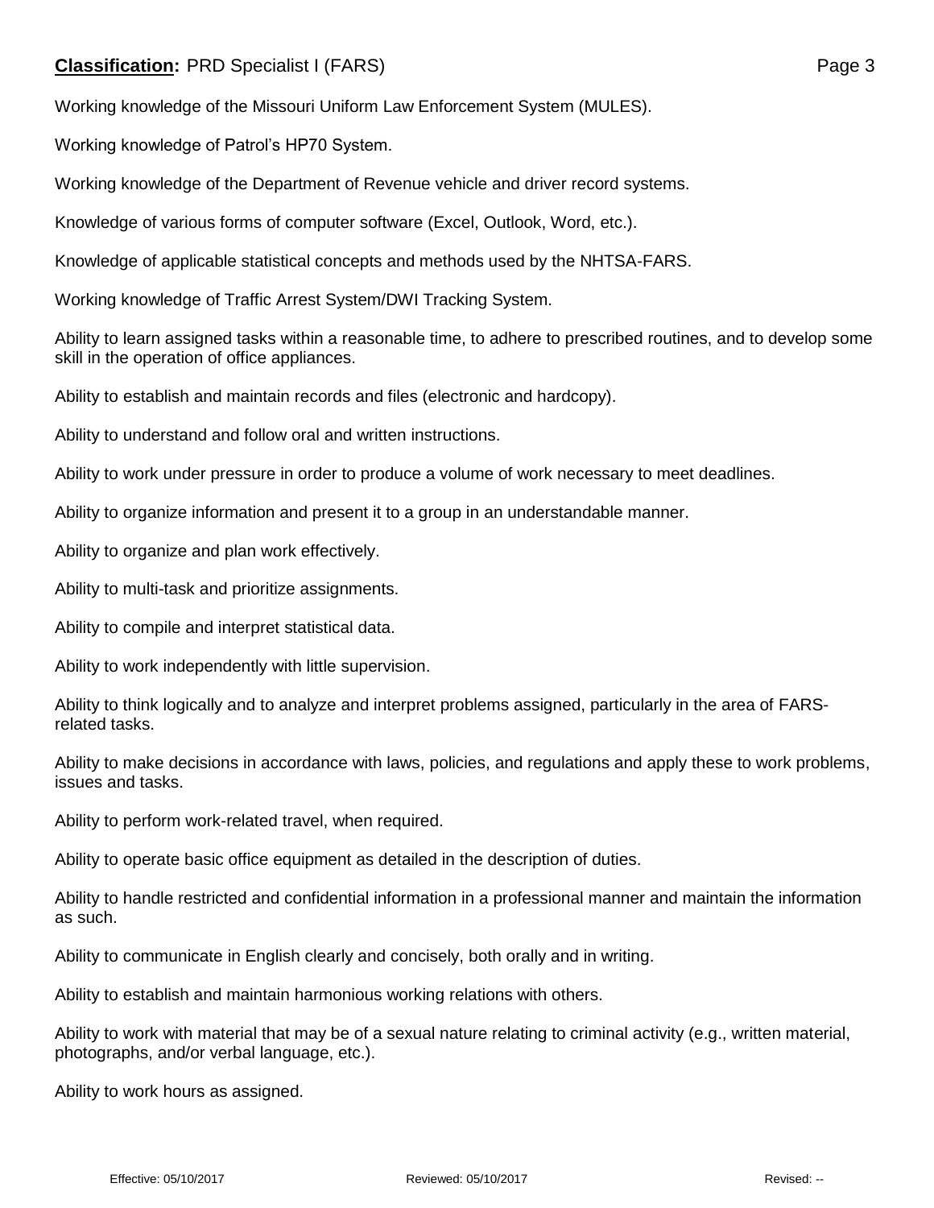Working knowledge of the Missouri Uniform Law Enforcement System (MULES).

Working knowledge of Patrol's HP70 System.

Working knowledge of the Department of Revenue vehicle and driver record systems.

Knowledge of various forms of computer software (Excel, Outlook, Word, etc.).

Knowledge of applicable statistical concepts and methods used by the NHTSA-FARS.

Working knowledge of Traffic Arrest System/DWI Tracking System.

Ability to learn assigned tasks within a reasonable time, to adhere to prescribed routines, and to develop some skill in the operation of office appliances.

Ability to establish and maintain records and files (electronic and hardcopy).

Ability to understand and follow oral and written instructions.

Ability to work under pressure in order to produce a volume of work necessary to meet deadlines.

Ability to organize information and present it to a group in an understandable manner.

Ability to organize and plan work effectively.

Ability to multi-task and prioritize assignments.

Ability to compile and interpret statistical data.

Ability to work independently with little supervision.

Ability to think logically and to analyze and interpret problems assigned, particularly in the area of FARS-related tasks.

Ability to make decisions in accordance with laws, policies, and regulations and apply these to work problems, issues and tasks.

Ability to perform work-related travel, when required.

Ability to operate basic office equipment as detailed in the description of duties.

Ability to handle restricted and confidential information in a professional manner and maintain the information as such.

Ability to communicate in English clearly and concisely, both orally and in writing.

Ability to establish and maintain harmonious working relations with others.

Ability to work with material that may be of a sexual nature relating to criminal activity (e.g., written material, photographs, and/or verbal language, etc.).

Ability to work hours as assigned.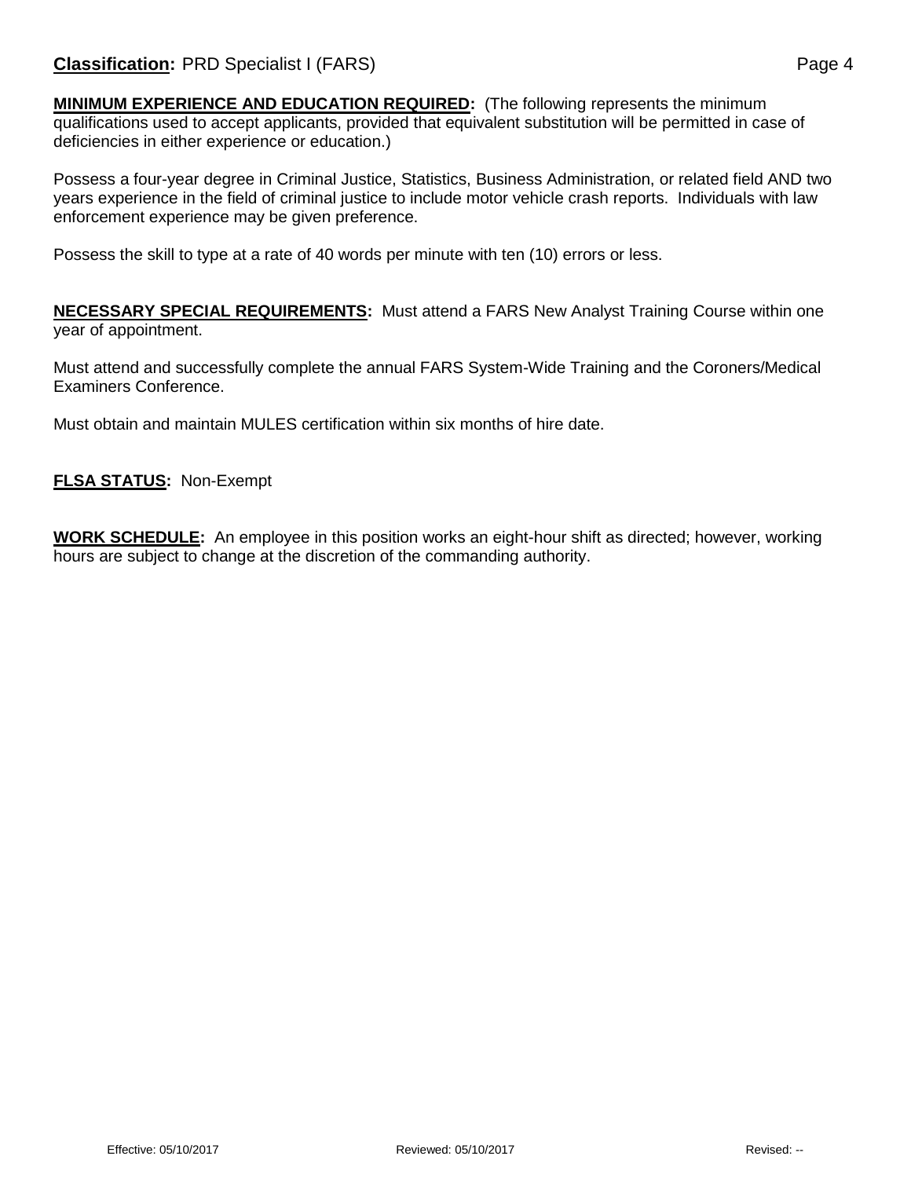**MINIMUM EXPERIENCE AND EDUCATION REQUIRED:** (The following represents the minimum qualifications used to accept applicants, provided that equivalent substitution will be permitted in case of deficiencies in either experience or education.)

Possess a four-year degree in Criminal Justice, Statistics, Business Administration, or related field AND two years experience in the field of criminal justice to include motor vehicle crash reports. Individuals with law enforcement experience may be given preference.

Possess the skill to type at a rate of 40 words per minute with ten (10) errors or less.

**NECESSARY SPECIAL REQUIREMENTS:** Must attend a FARS New Analyst Training Course within one year of appointment.

Must attend and successfully complete the annual FARS System-Wide Training and the Coroners/Medical Examiners Conference.

Must obtain and maintain MULES certification within six months of hire date.

**FLSA STATUS:** Non-Exempt

**WORK SCHEDULE:** An employee in this position works an eight-hour shift as directed; however, working hours are subject to change at the discretion of the commanding authority.